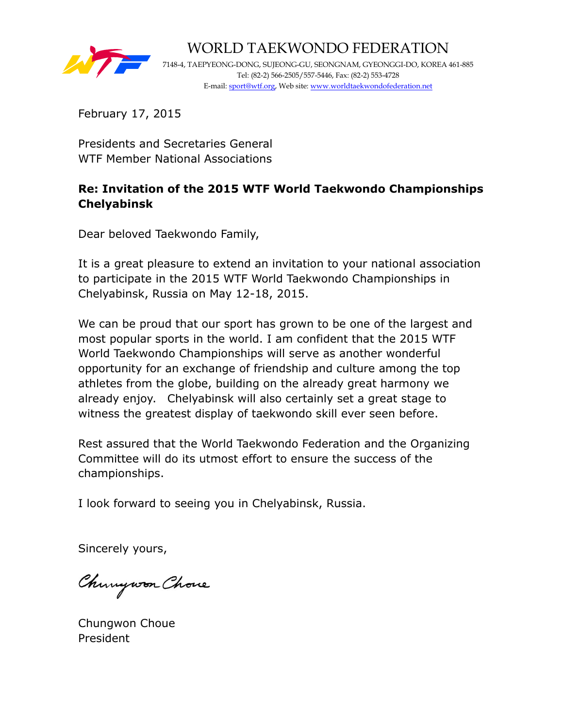# WORLD TAEKWONDO FEDERATION

7148-4, TAEPYEONG-DONG, SUJEONG-GU, SEONGNAM, GYEONGGI-DO, KOREA 461-885
Tel: (82-2) 566-2505/557-5446, Fax: (82-2) 553-4728
E-mail: sport@wtf.org, Web site: www.worldtaekwondofederation.net

February 17, 2015

Presidents and Secretaries General
WTF Member National Associations

**Re: Invitation of the 2015 WTF World Taekwondo Championships Chelyabinsk**

Dear beloved Taekwondo Family,

It is a great pleasure to extend an invitation to your national association to participate in the 2015 WTF World Taekwondo Championships in Chelyabinsk, Russia on May 12-18, 2015.

We can be proud that our sport has grown to be one of the largest and most popular sports in the world. I am confident that the 2015 WTF World Taekwondo Championships will serve as another wonderful opportunity for an exchange of friendship and culture among the top athletes from the globe, building on the already great harmony we already enjoy. Chelyabinsk will also certainly set a great stage to witness the greatest display of taekwondo skill ever seen before.

Rest assured that the World Taekwondo Federation and the Organizing Committee will do its utmost effort to ensure the success of the championships.

I look forward to seeing you in Chelyabinsk, Russia.

Sincerely yours,

Chungwon Choue

Chungwon Choue
President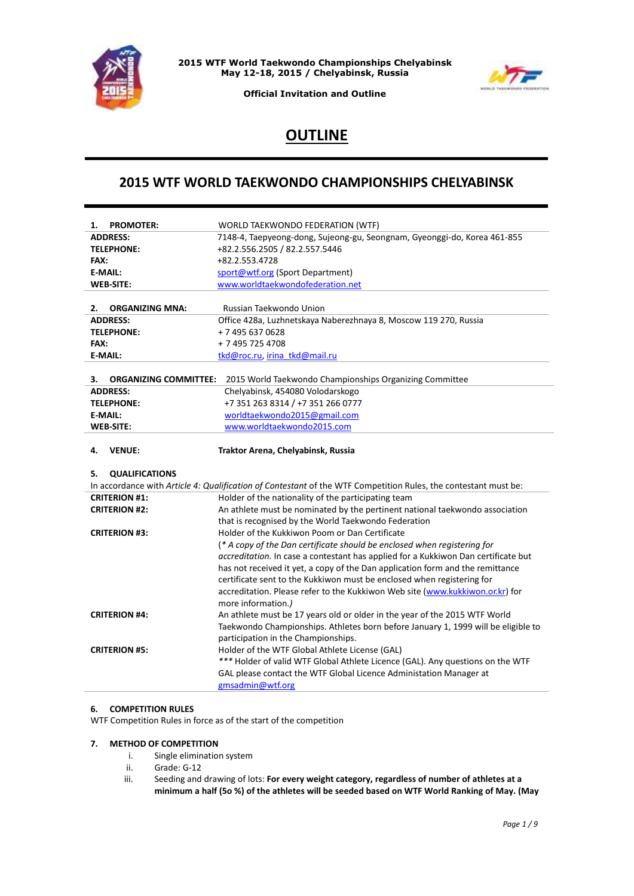**2015 WTF World Taekwondo Championships Chelyabinsk**
**May 12-18, 2015 / Chelyabinsk, Russia**

**Official Invitation and Outline**

# OUTLINE

## 2015 WTF WORLD TAEKWONDO CHAMPIONSHIPS CHELYABINSK

| | |
|---|---|
| **1. PROMOTER:** | WORLD TAEKWONDO FEDERATION (WTF) |
| **ADDRESS:** | 7148-4, Taepyeong-dong, Sujeong-gu, Seongnam, Gyeonggi-do, Korea 461-855 |
| **TELEPHONE:** | +82.2.556.2505 / 82.2.557.5446 |
| **FAX:** | +82.2.553.4728 |
| **E-MAIL:** | sport@wtf.org (Sport Department) |
| **WEB-SITE:** | www.worldtaekwondofederation.net |

| | |
|---|---|
| **2. ORGANIZING MNA:** | Russian Taekwondo Union |
| **ADDRESS:** | Office 428a, Luzhnetskaya Naberezhnaya 8, Moscow 119 270, Russia |
| **TELEPHONE:** | + 7 495 637 0628 |
| **FAX:** | + 7 495 725 4708 |
| **E-MAIL:** | tkd@roc.ru, irina_tkd@mail.ru |

| | |
|---|---|
| **3. ORGANIZING COMMITTEE:** | 2015 World Taekwondo Championships Organizing Committee |
| **ADDRESS:** | Chelyabinsk, 454080 Volodarskogo |
| **TELEPHONE:** | +7 351 263 8314 / +7 351 266 0777 |
| **E-MAIL:** | worldtaekwondo2015@gmail.com |
| **WEB-SITE:** | www.worldtaekwondo2015.com |

**4. VENUE:** **Traktor Arena, Chelyabinsk, Russia**

**5. QUALIFICATIONS**

In accordance with *Article 4: Qualification of Contestant* of the WTF Competition Rules, the contestant must be:

| | |
|---|---|
| **CRITERION #1:** | Holder of the nationality of the participating team |
| **CRITERION #2:** | An athlete must be nominated by the pertinent national taekwondo association that is recognised by the World Taekwondo Federation |
| **CRITERION #3:** | Holder of the Kukkiwon Poom or Dan Certificate<br>(*\* A copy of the Dan certificate should be enclosed when registering for accreditation.* In case a contestant has applied for a Kukkiwon Dan certificate but has not received it yet, a copy of the Dan application form and the remittance certificate sent to the Kukkiwon must be enclosed when registering for accreditation. Please refer to the Kukkiwon Web site (www.kukkiwon.or.kr) for more information.*)* |
| **CRITERION #4:** | An athlete must be 17 years old or older in the year of the 2015 WTF World Taekwondo Championships. Athletes born before January 1, 1999 will be eligible to participation in the Championships. |
| **CRITERION #5:** | Holder of the WTF Global Athlete License (GAL)<br>*\*\*\** Holder of valid WTF Global Athlete Licence (GAL). Any questions on the WTF GAL please contact the WTF Global Licence Administation Manager at gmsadmin@wtf.org |

**6. COMPETITION RULES**

WTF Competition Rules in force as of the start of the competition

**7. METHOD OF COMPETITION**

i. Single elimination system
ii. Grade: G-12
iii. Seeding and drawing of lots: **For every weight category, regardless of number of athletes at a minimum a half (5o %) of the athletes will be seeded based on WTF World Ranking of May. (May**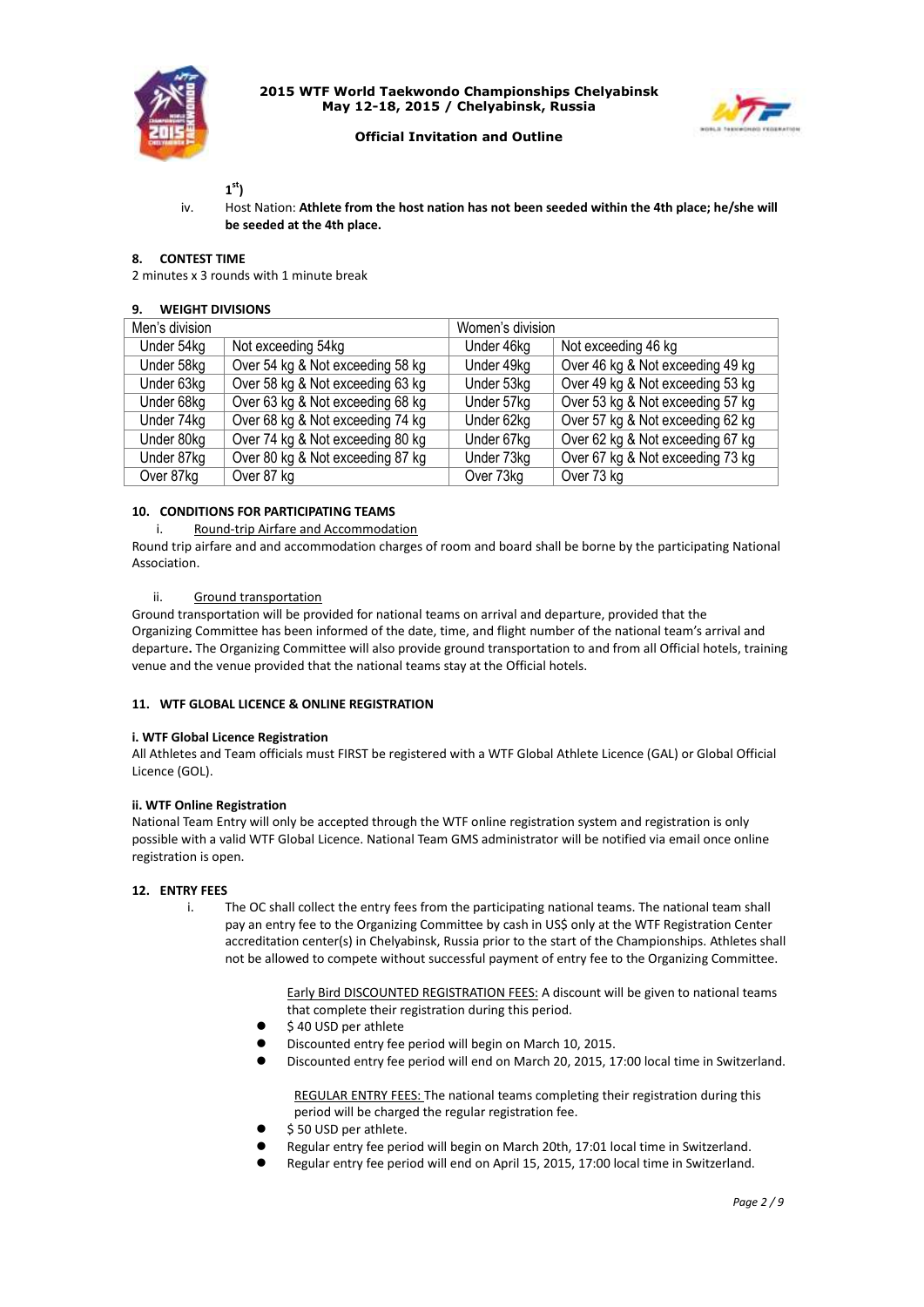1[st])

iv. Host Nation: **Athlete from the host nation has not been seeded within the 4th place; he/she will be seeded at the 4th place.**

## 8. CONTEST TIME

2 minutes x 3 rounds with 1 minute break

## 9. WEIGHT DIVISIONS

| Men's division | | Women's division | |
|---|---|---|---|
| Under 54kg | Not exceeding 54kg | Under 46kg | Not exceeding 46 kg |
| Under 58kg | Over 54 kg & Not exceeding 58 kg | Under 49kg | Over 46 kg & Not exceeding 49 kg |
| Under 63kg | Over 58 kg & Not exceeding 63 kg | Under 53kg | Over 49 kg & Not exceeding 53 kg |
| Under 68kg | Over 63 kg & Not exceeding 68 kg | Under 57kg | Over 53 kg & Not exceeding 57 kg |
| Under 74kg | Over 68 kg & Not exceeding 74 kg | Under 62kg | Over 57 kg & Not exceeding 62 kg |
| Under 80kg | Over 74 kg & Not exceeding 80 kg | Under 67kg | Over 62 kg & Not exceeding 67 kg |
| Under 87kg | Over 80 kg & Not exceeding 87 kg | Under 73kg | Over 67 kg & Not exceeding 73 kg |
| Over 87kg | Over 87 kg | Over 73kg | Over 73 kg |

## 10. CONDITIONS FOR PARTICIPATING TEAMS

i. Round-trip Airfare and Accommodation

Round trip airfare and and accommodation charges of room and board shall be borne by the participating National Association.

ii. Ground transportation

Ground transportation will be provided for national teams on arrival and departure, provided that the Organizing Committee has been informed of the date, time, and flight number of the national team's arrival and departure**.** The Organizing Committee will also provide ground transportation to and from all Official hotels, training venue and the venue provided that the national teams stay at the Official hotels.

## 11. WTF GLOBAL LICENCE & ONLINE REGISTRATION

**i. WTF Global Licence Registration**

All Athletes and Team officials must FIRST be registered with a WTF Global Athlete Licence (GAL) or Global Official Licence (GOL).

**ii. WTF Online Registration**

National Team Entry will only be accepted through the WTF online registration system and registration is only possible with a valid WTF Global Licence. National Team GMS administrator will be notified via email once online registration is open.

## 12. ENTRY FEES

i. The OC shall collect the entry fees from the participating national teams. The national team shall pay an entry fee to the Organizing Committee by cash in US$ only at the WTF Registration Center accreditation center(s) in Chelyabinsk, Russia prior to the start of the Championships. Athletes shall not be allowed to compete without successful payment of entry fee to the Organizing Committee.

Early Bird DISCOUNTED REGISTRATION FEES: A discount will be given to national teams that complete their registration during this period.

- $ 40 USD per athlete
- Discounted entry fee period will begin on March 10, 2015.
- Discounted entry fee period will end on March 20, 2015, 17:00 local time in Switzerland.

REGULAR ENTRY FEES: The national teams completing their registration during this period will be charged the regular registration fee.

- $ 50 USD per athlete.
- Regular entry fee period will begin on March 20th, 17:01 local time in Switzerland.
- Regular entry fee period will end on April 15, 2015, 17:00 local time in Switzerland.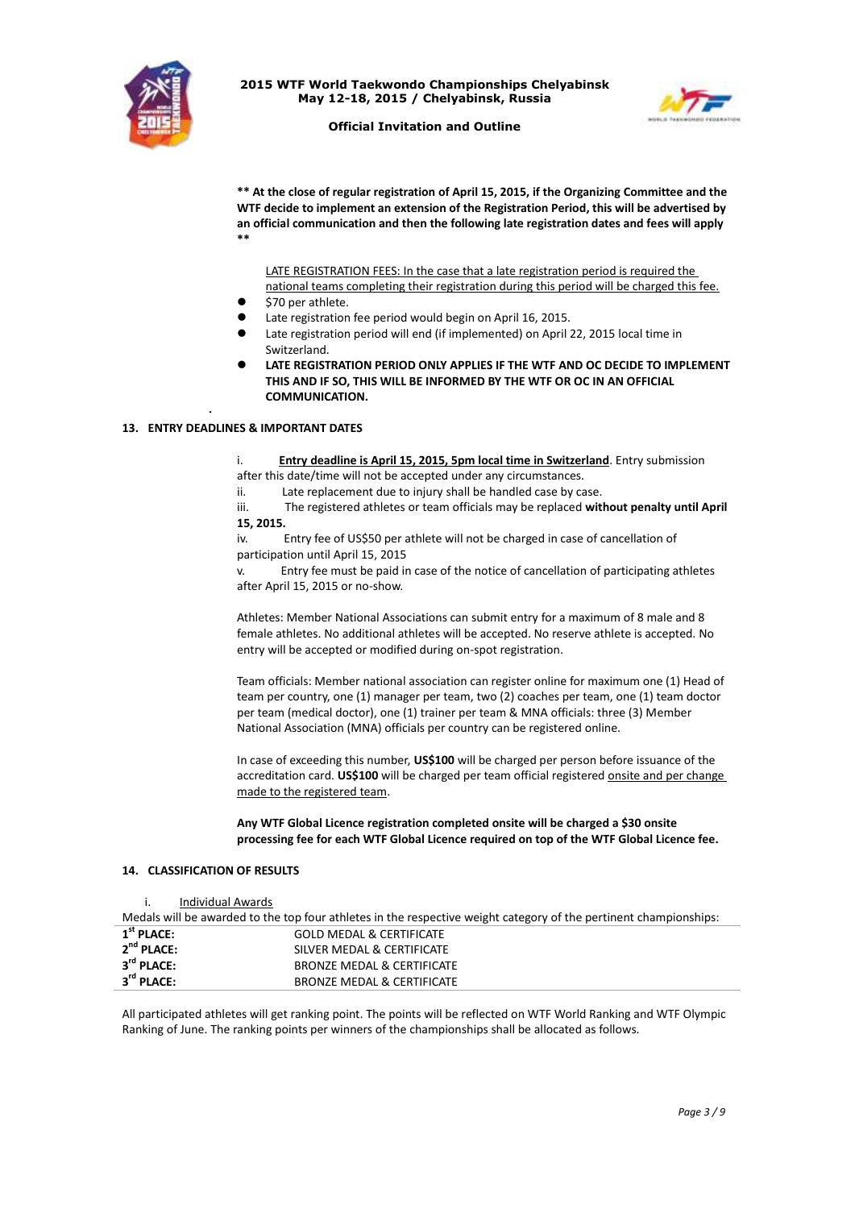**\*\* At the close of regular registration of April 15, 2015, if the Organizing Committee and the WTF decide to implement an extension of the Registration Period, this will be advertised by an official communication and then the following late registration dates and fees will apply \*\***

LATE REGISTRATION FEES: In the case that a late registration period is required the national teams completing their registration during this period will be charged this fee.

- $70 per athlete.
- Late registration fee period would begin on April 16, 2015.
- Late registration period will end (if implemented) on April 22, 2015 local time in Switzerland.
- **LATE REGISTRATION PERIOD ONLY APPLIES IF THE WTF AND OC DECIDE TO IMPLEMENT THIS AND IF SO, THIS WILL BE INFORMED BY THE WTF OR OC IN AN OFFICIAL COMMUNICATION.**

## 13. ENTRY DEADLINES & IMPORTANT DATES

i. **Entry deadline is April 15, 2015, 5pm local time in Switzerland**. Entry submission after this date/time will not be accepted under any circumstances.

ii. Late replacement due to injury shall be handled case by case.

iii. The registered athletes or team officials may be replaced **without penalty until April 15, 2015.**

iv. Entry fee of US$50 per athlete will not be charged in case of cancellation of participation until April 15, 2015

v. Entry fee must be paid in case of the notice of cancellation of participating athletes after April 15, 2015 or no-show.

Athletes: Member National Associations can submit entry for a maximum of 8 male and 8 female athletes. No additional athletes will be accepted. No reserve athlete is accepted. No entry will be accepted or modified during on-spot registration.

Team officials: Member national association can register online for maximum one (1) Head of team per country, one (1) manager per team, two (2) coaches per team, one (1) team doctor per team (medical doctor), one (1) trainer per team & MNA officials: three (3) Member National Association (MNA) officials per country can be registered online.

In case of exceeding this number, **US$100** will be charged per person before issuance of the accreditation card. **US$100** will be charged per team official registered onsite and per change made to the registered team.

**Any WTF Global Licence registration completed onsite will be charged a $30 onsite processing fee for each WTF Global Licence required on top of the WTF Global Licence fee.**

## 14. CLASSIFICATION OF RESULTS

i. Individual Awards

Medals will be awarded to the top four athletes in the respective weight category of the pertinent championships:

| | |
|---|---|
| **1st PLACE:** | GOLD MEDAL & CERTIFICATE |
| **2nd PLACE:** | SILVER MEDAL & CERTIFICATE |
| **3rd PLACE:** | BRONZE MEDAL & CERTIFICATE |
| **3rd PLACE:** | BRONZE MEDAL & CERTIFICATE |

All participated athletes will get ranking point. The points will be reflected on WTF World Ranking and WTF Olympic Ranking of June. The ranking points per winners of the championships shall be allocated as follows.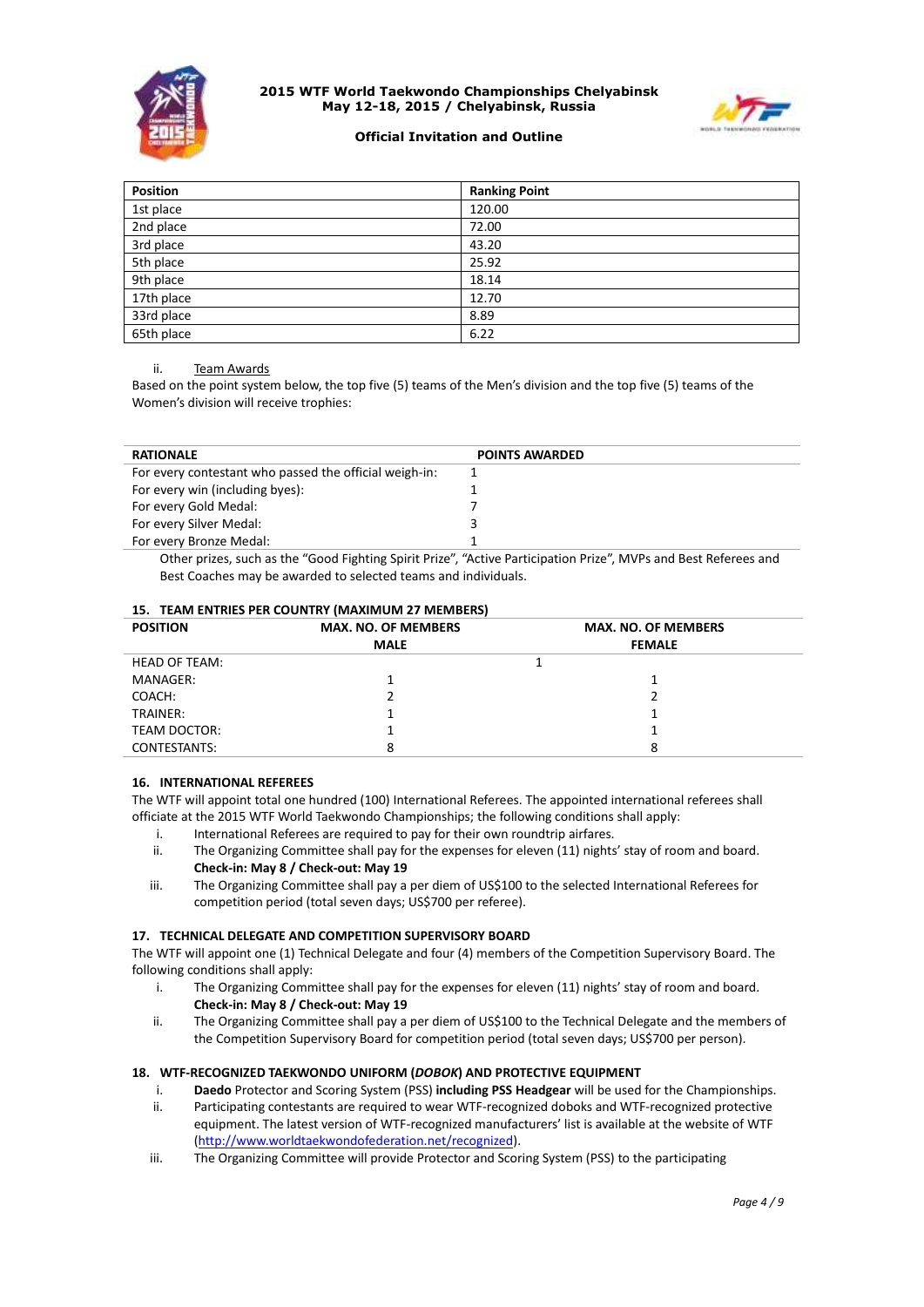| Position | Ranking Point |
|---|---|
| 1st place | 120.00 |
| 2nd place | 72.00 |
| 3rd place | 43.20 |
| 5th place | 25.92 |
| 9th place | 18.14 |
| 17th place | 12.70 |
| 33rd place | 8.89 |
| 65th place | 6.22 |

ii. Team Awards

Based on the point system below, the top five (5) teams of the Men's division and the top five (5) teams of the Women's division will receive trophies:

| RATIONALE | POINTS AWARDED |
|---|---|
| For every contestant who passed the official weigh-in: | 1 |
| For every win (including byes): | 1 |
| For every Gold Medal: | 7 |
| For every Silver Medal: | 3 |
| For every Bronze Medal: | 1 |

Other prizes, such as the "Good Fighting Spirit Prize", "Active Participation Prize", MVPs and Best Referees and Best Coaches may be awarded to selected teams and individuals.

## 15. TEAM ENTRIES PER COUNTRY (MAXIMUM 27 MEMBERS)

| POSITION | MAX. NO. OF MEMBERS MALE | MAX. NO. OF MEMBERS FEMALE |
|---|---|---|
| HEAD OF TEAM: | 1 | |
| MANAGER: | 1 | 1 |
| COACH: | 2 | 2 |
| TRAINER: | 1 | 1 |
| TEAM DOCTOR: | 1 | 1 |
| CONTESTANTS: | 8 | 8 |

## 16. INTERNATIONAL REFEREES

The WTF will appoint total one hundred (100) International Referees. The appointed international referees shall officiate at the 2015 WTF World Taekwondo Championships; the following conditions shall apply:

i. International Referees are required to pay for their own roundtrip airfares.

ii. The Organizing Committee shall pay for the expenses for eleven (11) nights' stay of room and board. **Check-in: May 8 / Check-out: May 19**

iii. The Organizing Committee shall pay a per diem of US$100 to the selected International Referees for competition period (total seven days; US$700 per referee).

## 17. TECHNICAL DELEGATE AND COMPETITION SUPERVISORY BOARD

The WTF will appoint one (1) Technical Delegate and four (4) members of the Competition Supervisory Board. The following conditions shall apply:

i. The Organizing Committee shall pay for the expenses for eleven (11) nights' stay of room and board. **Check-in: May 8 / Check-out: May 19**

ii. The Organizing Committee shall pay a per diem of US$100 to the Technical Delegate and the members of the Competition Supervisory Board for competition period (total seven days; US$700 per person).

## 18. WTF-RECOGNIZED TAEKWONDO UNIFORM (*DOBOK*) AND PROTECTIVE EQUIPMENT

i. **Daedo** Protector and Scoring System (PSS) **including PSS Headgear** will be used for the Championships.

ii. Participating contestants are required to wear WTF-recognized doboks and WTF-recognized protective equipment. The latest version of WTF-recognized manufacturers' list is available at the website of WTF (http://www.worldtaekwondofederation.net/recognized).

iii. The Organizing Committee will provide Protector and Scoring System (PSS) to the participating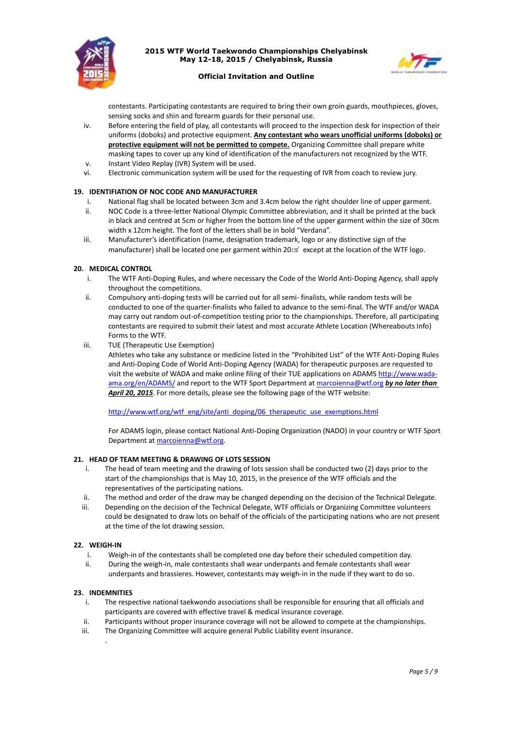contestants. Participating contestants are required to bring their own groin guards, mouthpieces, gloves, sensing socks and shin and forearm guards for their personal use.

iv. Before entering the field of play, all contestants will proceed to the inspection desk for inspection of their uniforms (doboks) and protective equipment. **Any contestant who wears unofficial uniforms (doboks) or protective equipment will not be permitted to compete.** Organizing Committee shall prepare white masking tapes to cover up any kind of identification of the manufacturers not recognized by the WTF.

v. Instant Video Replay (IVR) System will be used.

vi. Electronic communication system will be used for the requesting of IVR from coach to review jury.

## 19. IDENTIFIATION OF NOC CODE AND MANUFACTURER

i. National flag shall be located between 3cm and 3.4cm below the right shoulder line of upper garment.

ii. NOC Code is a three-letter National Olympic Committee abbreviation, and it shall be printed at the back in black and centred at 5cm or higher from the bottom line of the upper garment within the size of 30cm width x 12cm height. The font of the letters shall be in bold "Verdana".

iii. Manufacturer's identification (name, designation trademark, logo or any distinctive sign of the manufacturer) shall be located one per garment within 20㎠ except at the location of the WTF logo.

## 20. MEDICAL CONTROL

i. The WTF Anti-Doping Rules, and where necessary the Code of the World Anti-Doping Agency, shall apply throughout the competitions.

ii. Compulsory anti-doping tests will be carried out for all semi- finalists, while random tests will be conducted to one of the quarter-finalists who failed to advance to the semi-final. The WTF and/or WADA may carry out random out-of-competition testing prior to the championships. Therefore, all participating contestants are required to submit their latest and most accurate Athlete Location (Whereabouts Info) Forms to the WTF.

iii. TUE (Therapeutic Use Exemption)

Athletes who take any substance or medicine listed in the "Prohibited List" of the WTF Anti-Doping Rules and Anti-Doping Code of World Anti-Doping Agency (WADA) for therapeutic purposes are requested to visit the website of WADA and make online filing of their TUE applications on ADAMS http://www.wada-ama.org/en/ADAMS/ and report to the WTF Sport Department at marcoienna@wtf.org ***by no later than April 20, 2015***. For more details, please see the following page of the WTF website:

http://www.wtf.org/wtf_eng/site/anti_doping/06_therapeutic_use_exemptions.html

For ADAMS login, please contact National Anti-Doping Organization (NADO) in your country or WTF Sport Department at marcoienna@wtf.org.

## 21. HEAD OF TEAM MEETING & DRAWING OF LOTS SESSION

i. The head of team meeting and the drawing of lots session shall be conducted two (2) days prior to the start of the championships that is May 10, 2015, in the presence of the WTF officials and the representatives of the participating nations.

ii. The method and order of the draw may be changed depending on the decision of the Technical Delegate.

iii. Depending on the decision of the Technical Delegate, WTF officials or Organizing Committee volunteers could be designated to draw lots on behalf of the officials of the participating nations who are not present at the time of the lot drawing session.

## 22. WEIGH-IN

i. Weigh-in of the contestants shall be completed one day before their scheduled competition day.

ii. During the weigh-in, male contestants shall wear underpants and female contestants shall wear underpants and brassieres. However, contestants may weigh-in in the nude if they want to do so.

## 23. INDEMNITIES

i. The respective national taekwondo associations shall be responsible for ensuring that all officials and participants are covered with effective travel & medical insurance coverage.

ii. Participants without proper insurance coverage will not be allowed to compete at the championships.

iii. The Organizing Committee will acquire general Public Liability event insurance.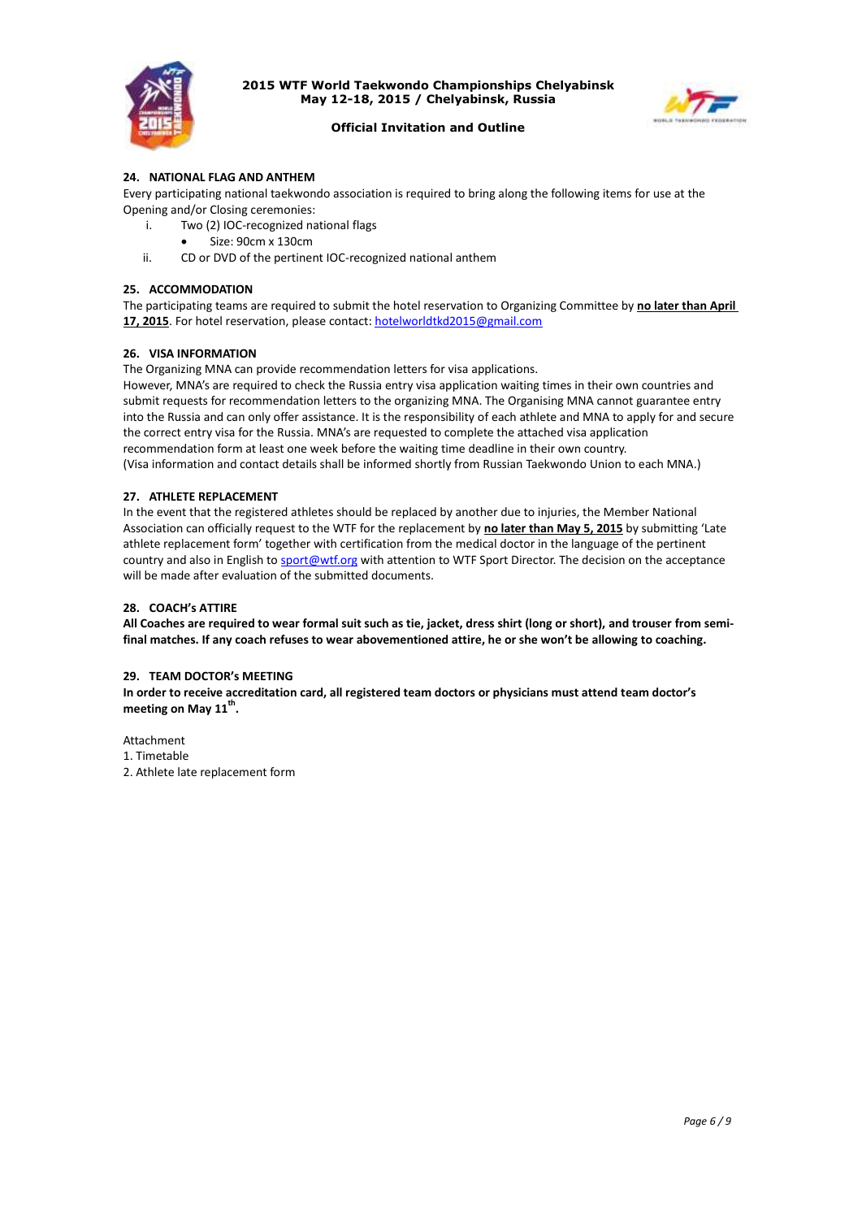## 24. NATIONAL FLAG AND ANTHEM

Every participating national taekwondo association is required to bring along the following items for use at the Opening and/or Closing ceremonies:

i. Two (2) IOC-recognized national flags
   - Size: 90cm x 130cm

ii. CD or DVD of the pertinent IOC-recognized national anthem

## 25. ACCOMMODATION

The participating teams are required to submit the hotel reservation to Organizing Committee by **no later than April 17, 2015**. For hotel reservation, please contact: hotelworldtkd2015@gmail.com

## 26. VISA INFORMATION

The Organizing MNA can provide recommendation letters for visa applications.
However, MNA's are required to check the Russia entry visa application waiting times in their own countries and submit requests for recommendation letters to the organizing MNA. The Organising MNA cannot guarantee entry into the Russia and can only offer assistance. It is the responsibility of each athlete and MNA to apply for and secure the correct entry visa for the Russia. MNA's are requested to complete the attached visa application recommendation form at least one week before the waiting time deadline in their own country.
(Visa information and contact details shall be informed shortly from Russian Taekwondo Union to each MNA.)

## 27. ATHLETE REPLACEMENT

In the event that the registered athletes should be replaced by another due to injuries, the Member National Association can officially request to the WTF for the replacement by **no later than May 5, 2015** by submitting 'Late athlete replacement form' together with certification from the medical doctor in the language of the pertinent country and also in English to sport@wtf.org with attention to WTF Sport Director. The decision on the acceptance will be made after evaluation of the submitted documents.

## 28. COACH's ATTIRE

**All Coaches are required to wear formal suit such as tie, jacket, dress shirt (long or short), and trouser from semi-final matches. If any coach refuses to wear abovementioned attire, he or she won't be allowing to coaching.**

## 29. TEAM DOCTOR's MEETING

**In order to receive accreditation card, all registered team doctors or physicians must attend team doctor's meeting on May 11th.**

Attachment
1. Timetable
2. Athlete late replacement form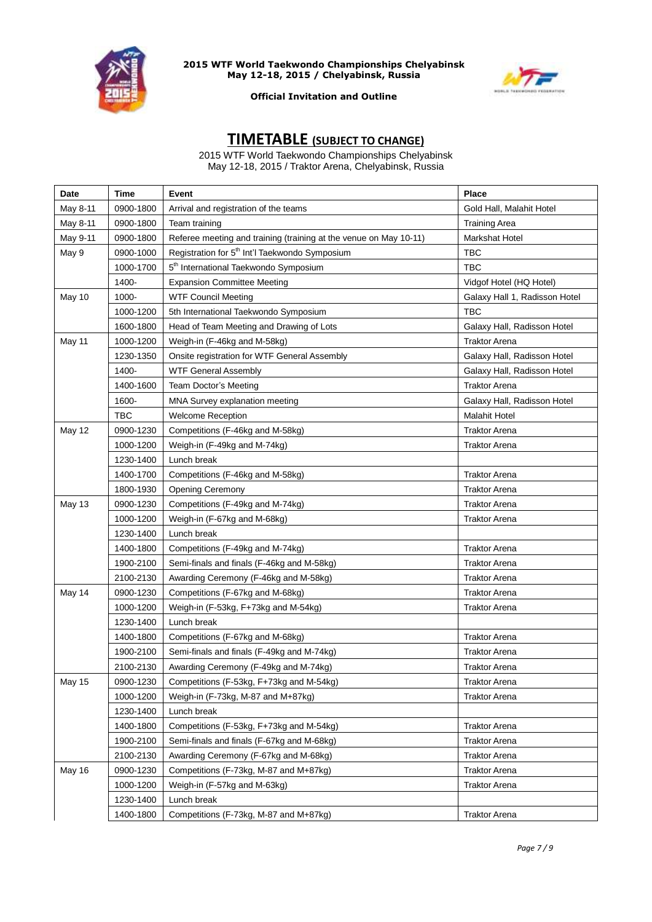# TIMETABLE (SUBJECT TO CHANGE)

2015 WTF World Taekwondo Championships Chelyabinsk
May 12-18, 2015 / Traktor Arena, Chelyabinsk, Russia

| Date | Time | Event | Place |
|---|---|---|---|
| May 8-11 | 0900-1800 | Arrival and registration of the teams | Gold Hall, Malahit Hotel |
| May 8-11 | 0900-1800 | Team training | Training Area |
| May 9-11 | 0900-1800 | Referee meeting and training (training at the venue on May 10-11) | Markshat Hotel |
| May 9 | 0900-1000 | Registration for 5th Int'l Taekwondo Symposium | TBC |
| | 1000-1700 | 5th International Taekwondo Symposium | TBC |
| | 1400- | Expansion Committee Meeting | Vidgof Hotel (HQ Hotel) |
| May 10 | 1000- | WTF Council Meeting | Galaxy Hall 1, Radisson Hotel |
| | 1000-1200 | 5th International Taekwondo Symposium | TBC |
| | 1600-1800 | Head of Team Meeting and Drawing of Lots | Galaxy Hall, Radisson Hotel |
| May 11 | 1000-1200 | Weigh-in (F-46kg and M-58kg) | Traktor Arena |
| | 1230-1350 | Onsite registration for WTF General Assembly | Galaxy Hall, Radisson Hotel |
| | 1400- | WTF General Assembly | Galaxy Hall, Radisson Hotel |
| | 1400-1600 | Team Doctor's Meeting | Traktor Arena |
| | 1600- | MNA Survey explanation meeting | Galaxy Hall, Radisson Hotel |
| | TBC | Welcome Reception | Malahit Hotel |
| May 12 | 0900-1230 | Competitions (F-46kg and M-58kg) | Traktor Arena |
| | 1000-1200 | Weigh-in (F-49kg and M-74kg) | Traktor Arena |
| | 1230-1400 | Lunch break | |
| | 1400-1700 | Competitions (F-46kg and M-58kg) | Traktor Arena |
| | 1800-1930 | Opening Ceremony | Traktor Arena |
| May 13 | 0900-1230 | Competitions (F-49kg and M-74kg) | Traktor Arena |
| | 1000-1200 | Weigh-in (F-67kg and M-68kg) | Traktor Arena |
| | 1230-1400 | Lunch break | |
| | 1400-1800 | Competitions (F-49kg and M-74kg) | Traktor Arena |
| | 1900-2100 | Semi-finals and finals (F-46kg and M-58kg) | Traktor Arena |
| | 2100-2130 | Awarding Ceremony (F-46kg and M-58kg) | Traktor Arena |
| May 14 | 0900-1230 | Competitions (F-67kg and M-68kg) | Traktor Arena |
| | 1000-1200 | Weigh-in (F-53kg, F+73kg and M-54kg) | Traktor Arena |
| | 1230-1400 | Lunch break | |
| | 1400-1800 | Competitions (F-67kg and M-68kg) | Traktor Arena |
| | 1900-2100 | Semi-finals and finals (F-49kg and M-74kg) | Traktor Arena |
| | 2100-2130 | Awarding Ceremony (F-49kg and M-74kg) | Traktor Arena |
| May 15 | 0900-1230 | Competitions (F-53kg, F+73kg and M-54kg) | Traktor Arena |
| | 1000-1200 | Weigh-in (F-73kg, M-87 and M+87kg) | Traktor Arena |
| | 1230-1400 | Lunch break | |
| | 1400-1800 | Competitions (F-53kg, F+73kg and M-54kg) | Traktor Arena |
| | 1900-2100 | Semi-finals and finals (F-67kg and M-68kg) | Traktor Arena |
| | 2100-2130 | Awarding Ceremony (F-67kg and M-68kg) | Traktor Arena |
| May 16 | 0900-1230 | Competitions (F-73kg, M-87 and M+87kg) | Traktor Arena |
| | 1000-1200 | Weigh-in (F-57kg and M-63kg) | Traktor Arena |
| | 1230-1400 | Lunch break | |
| | 1400-1800 | Competitions (F-73kg, M-87 and M+87kg) | Traktor Arena |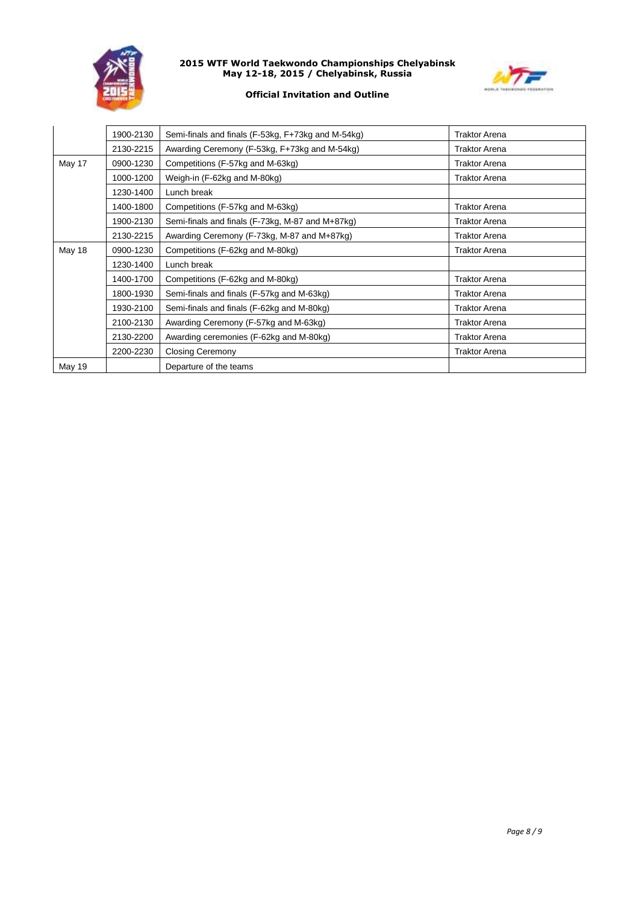| | | | |
|---|---|---|---|
| | 1900-2130 | Semi-finals and finals (F-53kg, F+73kg and M-54kg) | Traktor Arena |
| | 2130-2215 | Awarding Ceremony (F-53kg, F+73kg and M-54kg) | Traktor Arena |
| May 17 | 0900-1230 | Competitions (F-57kg and M-63kg) | Traktor Arena |
| | 1000-1200 | Weigh-in (F-62kg and M-80kg) | Traktor Arena |
| | 1230-1400 | Lunch break | |
| | 1400-1800 | Competitions (F-57kg and M-63kg) | Traktor Arena |
| | 1900-2130 | Semi-finals and finals (F-73kg, M-87 and M+87kg) | Traktor Arena |
| | 2130-2215 | Awarding Ceremony (F-73kg, M-87 and M+87kg) | Traktor Arena |
| May 18 | 0900-1230 | Competitions (F-62kg and M-80kg) | Traktor Arena |
| | 1230-1400 | Lunch break | |
| | 1400-1700 | Competitions (F-62kg and M-80kg) | Traktor Arena |
| | 1800-1930 | Semi-finals and finals (F-57kg and M-63kg) | Traktor Arena |
| | 1930-2100 | Semi-finals and finals (F-62kg and M-80kg) | Traktor Arena |
| | 2100-2130 | Awarding Ceremony (F-57kg and M-63kg) | Traktor Arena |
| | 2130-2200 | Awarding ceremonies (F-62kg and M-80kg) | Traktor Arena |
| | 2200-2230 | Closing Ceremony | Traktor Arena |
| May 19 | | Departure of the teams | |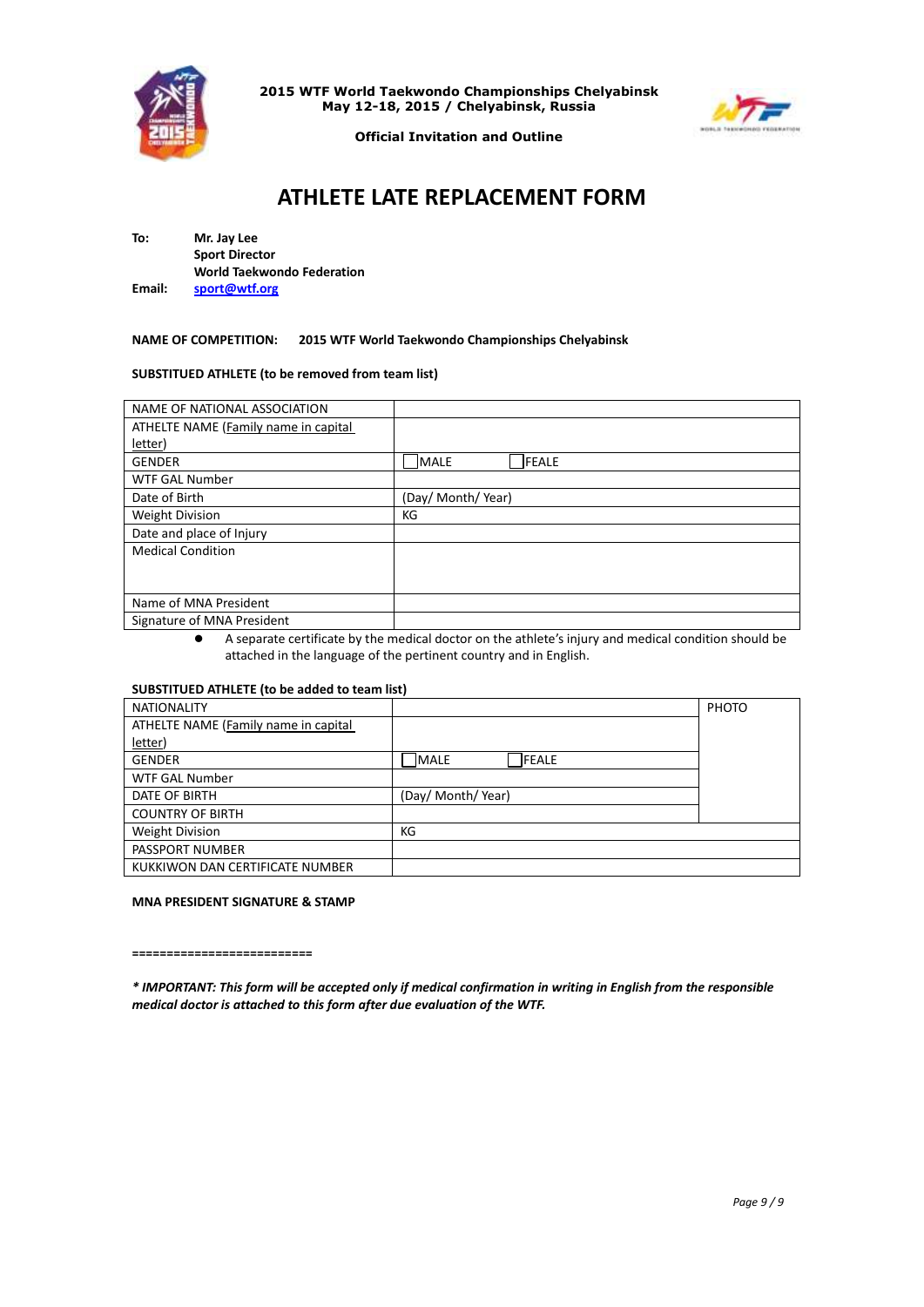2015 WTF World Taekwondo Championships Chelyabinsk
May 12-18, 2015 / Chelyabinsk, Russia

**Official Invitation and Outline**

# ATHLETE LATE REPLACEMENT FORM

**To:** **Mr. Jay Lee**
**Sport Director**
**World Taekwondo Federation**
**Email:** **sport@wtf.org**

**NAME OF COMPETITION:** **2015 WTF World Taekwondo Championships Chelyabinsk**

**SUBSTITUED ATHLETE (to be removed from team list)**

| | |
|---|---|
| NAME OF NATIONAL ASSOCIATION | |
| ATHELTE NAME (Family name in capital letter) | |
| GENDER | ☐MALE ☐FEALE |
| WTF GAL Number | |
| Date of Birth | (Day/ Month/ Year) |
| Weight Division | KG |
| Date and place of Injury | |
| Medical Condition | |
| Name of MNA President | |
| Signature of MNA President | |

- A separate certificate by the medical doctor on the athlete's injury and medical condition should be attached in the language of the pertinent country and in English.

**SUBSTITUED ATHLETE (to be added to team list)**

| | | |
|---|---|---|
| NATIONALITY | | PHOTO |
| ATHELTE NAME (Family name in capital letter) | | |
| GENDER | ☐MALE ☐FEALE | |
| WTF GAL Number | | |
| DATE OF BIRTH | (Day/ Month/ Year) | |
| COUNTRY OF BIRTH | | |
| Weight Division | KG | |
| PASSPORT NUMBER | | |
| KUKKIWON DAN CERTIFICATE NUMBER | | |

**MNA PRESIDENT SIGNATURE & STAMP**

**=========================**

***\* IMPORTANT: This form will be accepted only if medical confirmation in writing in English from the responsible medical doctor is attached to this form after due evaluation of the WTF.***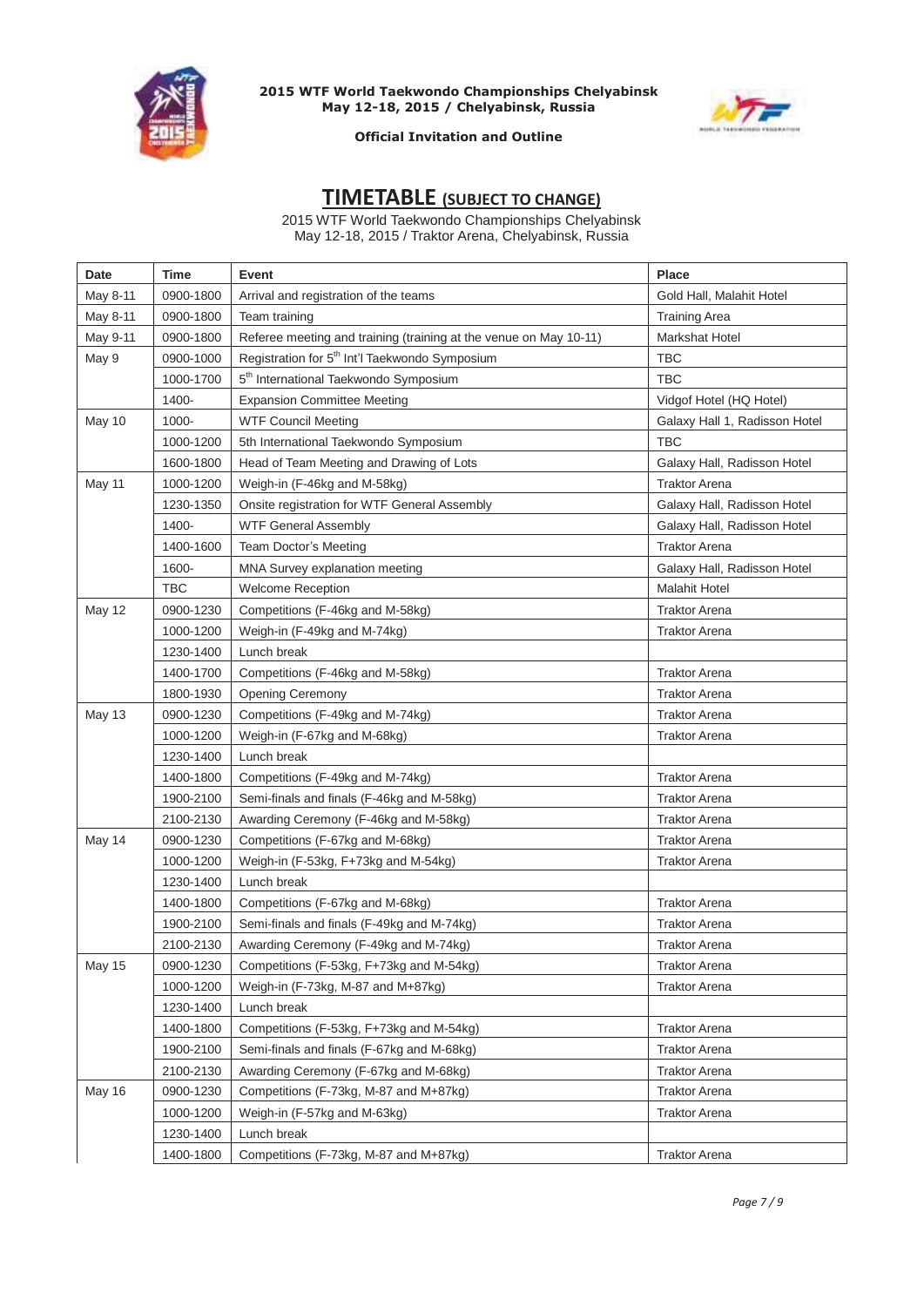# TIMETABLE (SUBJECT TO CHANGE)

2015 WTF World Taekwondo Championships Chelyabinsk
May 12-18, 2015 / Traktor Arena, Chelyabinsk, Russia

| Date | Time | Event | Place |
|---|---|---|---|
| May 8-11 | 0900-1800 | Arrival and registration of the teams | Gold Hall, Malahit Hotel |
| May 8-11 | 0900-1800 | Team training | Training Area |
| May 9-11 | 0900-1800 | Referee meeting and training (training at the venue on May 10-11) | Markshat Hotel |
| May 9 | 0900-1000 | Registration for 5th Int'l Taekwondo Symposium | TBC |
| | 1000-1700 | 5th International Taekwondo Symposium | TBC |
| | 1400- | Expansion Committee Meeting | Vidgof Hotel (HQ Hotel) |
| May 10 | 1000- | WTF Council Meeting | Galaxy Hall 1, Radisson Hotel |
| | 1000-1200 | 5th International Taekwondo Symposium | TBC |
| | 1600-1800 | Head of Team Meeting and Drawing of Lots | Galaxy Hall, Radisson Hotel |
| May 11 | 1000-1200 | Weigh-in (F-46kg and M-58kg) | Traktor Arena |
| | 1230-1350 | Onsite registration for WTF General Assembly | Galaxy Hall, Radisson Hotel |
| | 1400- | WTF General Assembly | Galaxy Hall, Radisson Hotel |
| | 1400-1600 | Team Doctor's Meeting | Traktor Arena |
| | 1600- | MNA Survey explanation meeting | Galaxy Hall, Radisson Hotel |
| | TBC | Welcome Reception | Malahit Hotel |
| May 12 | 0900-1230 | Competitions (F-46kg and M-58kg) | Traktor Arena |
| | 1000-1200 | Weigh-in (F-49kg and M-74kg) | Traktor Arena |
| | 1230-1400 | Lunch break | |
| | 1400-1700 | Competitions (F-46kg and M-58kg) | Traktor Arena |
| | 1800-1930 | Opening Ceremony | Traktor Arena |
| May 13 | 0900-1230 | Competitions (F-49kg and M-74kg) | Traktor Arena |
| | 1000-1200 | Weigh-in (F-67kg and M-68kg) | Traktor Arena |
| | 1230-1400 | Lunch break | |
| | 1400-1800 | Competitions (F-49kg and M-74kg) | Traktor Arena |
| | 1900-2100 | Semi-finals and finals (F-46kg and M-58kg) | Traktor Arena |
| | 2100-2130 | Awarding Ceremony (F-46kg and M-58kg) | Traktor Arena |
| May 14 | 0900-1230 | Competitions (F-67kg and M-68kg) | Traktor Arena |
| | 1000-1200 | Weigh-in (F-53kg, F+73kg and M-54kg) | Traktor Arena |
| | 1230-1400 | Lunch break | |
| | 1400-1800 | Competitions (F-67kg and M-68kg) | Traktor Arena |
| | 1900-2100 | Semi-finals and finals (F-49kg and M-74kg) | Traktor Arena |
| | 2100-2130 | Awarding Ceremony (F-49kg and M-74kg) | Traktor Arena |
| May 15 | 0900-1230 | Competitions (F-53kg, F+73kg and M-54kg) | Traktor Arena |
| | 1000-1200 | Weigh-in (F-73kg, M-87 and M+87kg) | Traktor Arena |
| | 1230-1400 | Lunch break | |
| | 1400-1800 | Competitions (F-53kg, F+73kg and M-54kg) | Traktor Arena |
| | 1900-2100 | Semi-finals and finals (F-67kg and M-68kg) | Traktor Arena |
| | 2100-2130 | Awarding Ceremony (F-67kg and M-68kg) | Traktor Arena |
| May 16 | 0900-1230 | Competitions (F-73kg, M-87 and M+87kg) | Traktor Arena |
| | 1000-1200 | Weigh-in (F-57kg and M-63kg) | Traktor Arena |
| | 1230-1400 | Lunch break | |
| | 1400-1800 | Competitions (F-73kg, M-87 and M+87kg) | Traktor Arena |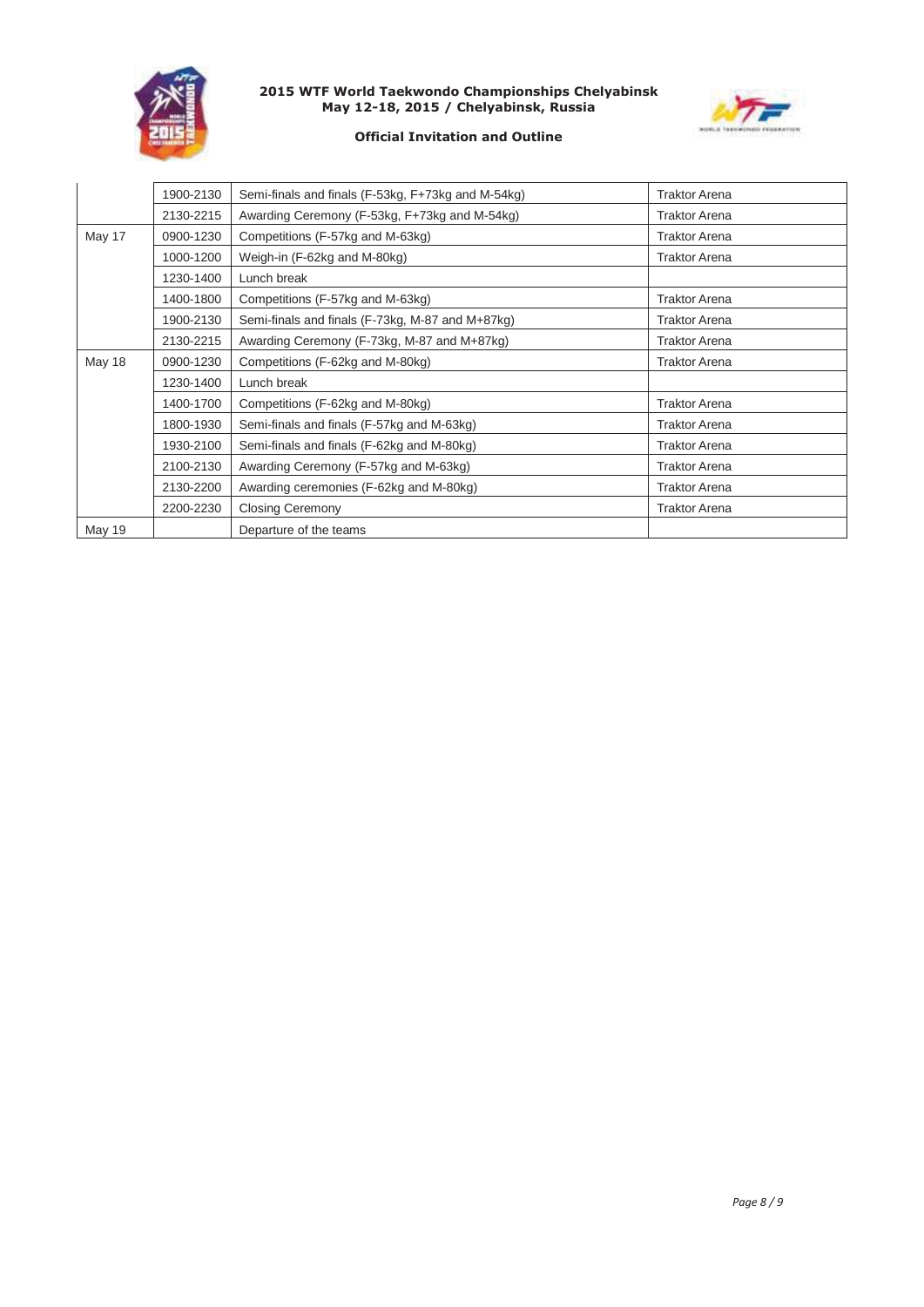| | | | |
|---|---|---|---|
| | 1900-2130 | Semi-finals and finals (F-53kg, F+73kg and M-54kg) | Traktor Arena |
| | 2130-2215 | Awarding Ceremony (F-53kg, F+73kg and M-54kg) | Traktor Arena |
| May 17 | 0900-1230 | Competitions (F-57kg and M-63kg) | Traktor Arena |
| | 1000-1200 | Weigh-in (F-62kg and M-80kg) | Traktor Arena |
| | 1230-1400 | Lunch break | |
| | 1400-1800 | Competitions (F-57kg and M-63kg) | Traktor Arena |
| | 1900-2130 | Semi-finals and finals (F-73kg, M-87 and M+87kg) | Traktor Arena |
| | 2130-2215 | Awarding Ceremony (F-73kg, M-87 and M+87kg) | Traktor Arena |
| May 18 | 0900-1230 | Competitions (F-62kg and M-80kg) | Traktor Arena |
| | 1230-1400 | Lunch break | |
| | 1400-1700 | Competitions (F-62kg and M-80kg) | Traktor Arena |
| | 1800-1930 | Semi-finals and finals (F-57kg and M-63kg) | Traktor Arena |
| | 1930-2100 | Semi-finals and finals (F-62kg and M-80kg) | Traktor Arena |
| | 2100-2130 | Awarding Ceremony (F-57kg and M-63kg) | Traktor Arena |
| | 2130-2200 | Awarding ceremonies (F-62kg and M-80kg) | Traktor Arena |
| | 2200-2230 | Closing Ceremony | Traktor Arena |
| May 19 | | Departure of the teams | |